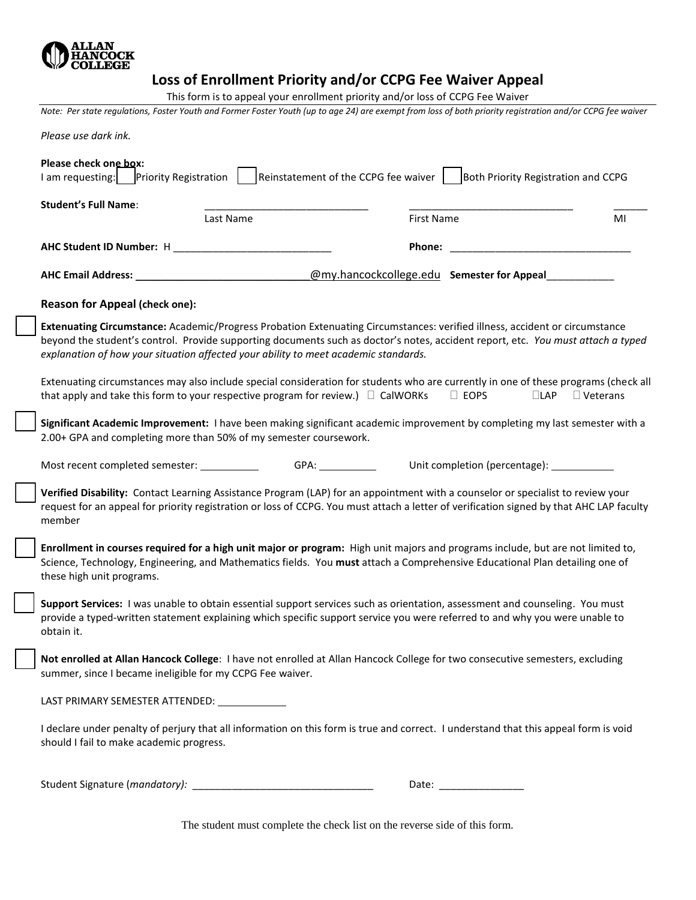ALLAN HANCOCK COLLEGE

# Loss of Enrollment Priority and/or CCPG Fee Waiver Appeal

This form is to appeal your enrollment priority and/or loss of CCPG Fee Waiver

*Note: Per state regulations, Foster Youth and Former Foster Youth (up to age 24) are exempt from loss of both priority registration and/or CCPG fee waiver*

*Please use dark ink.*

**Please check one box:**
I am requesting: ☐ Priority Registration ☐ Reinstatement of the CCPG fee waiver ☐ Both Priority Registration and CCPG

**Student's Full Name**: ____________________________ ____________________________ ______
Last Name First Name MI

**AHC Student ID Number:** H ____________________________ **Phone:** ________________________________

**AHC Email Address: ____________________________**@my.hancockcollege.edu **Semester for Appeal**___________

**Reason for Appeal (check one):**

☐ **Extenuating Circumstance:** Academic/Progress Probation Extenuating Circumstances: verified illness, accident or circumstance beyond the student's control. Provide supporting documents such as doctor's notes, accident report, etc. *You must attach a typed explanation of how your situation affected your ability to meet academic standards.*

Extenuating circumstances may also include special consideration for students who are currently in one of these programs (check all that apply and take this form to your respective program for review.) ☐ CalWORKs ☐ EOPS ☐ LAP ☐ Veterans

☐ **Significant Academic Improvement:** I have been making significant academic improvement by completing my last semester with a 2.00+ GPA and completing more than 50% of my semester coursework.

Most recent completed semester: __________ GPA: __________ Unit completion (percentage): ___________

☐ **Verified Disability:** Contact Learning Assistance Program (LAP) for an appointment with a counselor or specialist to review your request for an appeal for priority registration or loss of CCPG. You must attach a letter of verification signed by that AHC LAP faculty member

☐ **Enrollment in courses required for a high unit major or program:** High unit majors and programs include, but are not limited to, Science, Technology, Engineering, and Mathematics fields. You **must** attach a Comprehensive Educational Plan detailing one of these high unit programs.

☐ **Support Services:** I was unable to obtain essential support services such as orientation, assessment and counseling. You must provide a typed-written statement explaining which specific support service you were referred to and why you were unable to obtain it.

☐ **Not enrolled at Allan Hancock College**: I have not enrolled at Allan Hancock College for two consecutive semesters, excluding summer, since I became ineligible for my CCPG Fee waiver.

LAST PRIMARY SEMESTER ATTENDED: ____________

I declare under penalty of perjury that all information on this form is true and correct. I understand that this appeal form is void should I fail to make academic progress.

Student Signature (*mandatory):* ________________________________ Date: _______________

The student must complete the check list on the reverse side of this form.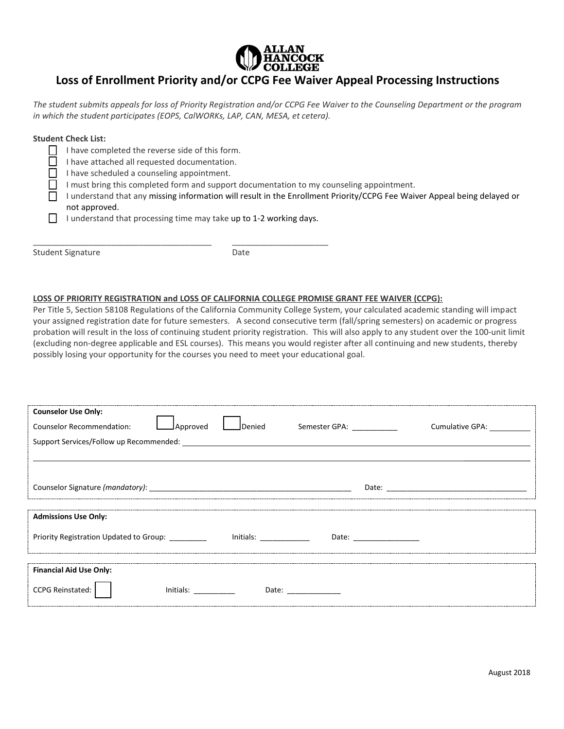ALLAN HANCOCK COLLEGE

# Loss of Enrollment Priority and/or CCPG Fee Waiver Appeal Processing Instructions

*The student submits appeals for loss of Priority Registration and/or CCPG Fee Waiver to the Counseling Department or the program in which the student participates (EOPS, CalWORKs, LAP, CAN, MESA, et cetera).*

**Student Check List:**

- ☐ I have completed the reverse side of this form.
- ☐ I have attached all requested documentation.
- ☐ I have scheduled a counseling appointment.
- ☐ I must bring this completed form and support documentation to my counseling appointment.
- ☐ I understand that any missing information will result in the Enrollment Priority/CCPG Fee Waiver Appeal being delayed or not approved.
- ☐ I understand that processing time may take up to 1-2 working days.

_________________________________________ _______________________

Student Signature Date

**LOSS OF PRIORITY REGISTRATION and LOSS OF CALIFORNIA COLLEGE PROMISE GRANT FEE WAIVER (CCPG):**

Per Title 5, Section 58108 Regulations of the California Community College System, your calculated academic standing will impact your assigned registration date for future semesters. A second consecutive term (fall/spring semesters) on academic or progress probation will result in the loss of continuing student priority registration. This will also apply to any student over the 100-unit limit (excluding non-degree applicable and ESL courses). This means you would register after all continuing and new students, thereby possibly losing your opportunity for the courses you need to meet your educational goal.

**Counselor Use Only:**

Counselor Recommendation: ☐ Approved ☐ Denied Semester GPA: ___________ Cumulative GPA: __________

Support Services/Follow up Recommended: ______________________________________________________________

______________________________________________________________________________________________

Counselor Signature *(mandatory)*: _______________________________________________ Date: ___________________________________

**Admissions Use Only:**

Priority Registration Updated to Group: _________ Initials: ____________ Date: ________________

**Financial Aid Use Only:**

CCPG Reinstated: ☐ Initials: __________ Date: _____________

August 2018